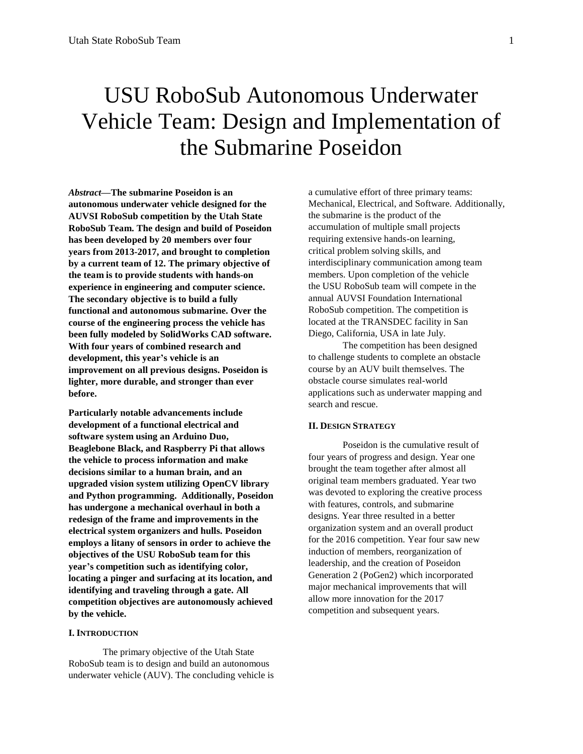# USU RoboSub Autonomous Underwater Vehicle Team: Design and Implementation of the Submarine Poseidon

***Abstract*—The submarine Poseidon is an autonomous underwater vehicle designed for the AUVSI RoboSub competition by the Utah State RoboSub Team. The design and build of Poseidon has been developed by 20 members over four years from 2013-2017, and brought to completion by a current team of 12. The primary objective of the team is to provide students with hands-on experience in engineering and computer science. The secondary objective is to build a fully functional and autonomous submarine. Over the course of the engineering process the vehicle has been fully modeled by SolidWorks CAD software. With four years of combined research and development, this year's vehicle is an improvement on all previous designs. Poseidon is lighter, more durable, and stronger than ever before.**

**Particularly notable advancements include development of a functional electrical and software system using an Arduino Duo, Beaglebone Black, and Raspberry Pi that allows the vehicle to process information and make decisions similar to a human brain, and an upgraded vision system utilizing OpenCV library and Python programming. Additionally, Poseidon has undergone a mechanical overhaul in both a redesign of the frame and improvements in the electrical system organizers and hulls. Poseidon employs a litany of sensors in order to achieve the objectives of the USU RoboSub team for this year's competition such as identifying color, locating a pinger and surfacing at its location, and identifying and traveling through a gate. All competition objectives are autonomously achieved by the vehicle.**

## I. Introduction

The primary objective of the Utah State RoboSub team is to design and build an autonomous underwater vehicle (AUV). The concluding vehicle is a cumulative effort of three primary teams: Mechanical, Electrical, and Software. Additionally, the submarine is the product of the accumulation of multiple small projects requiring extensive hands-on learning, critical problem solving skills, and interdisciplinary communication among team members. Upon completion of the vehicle the USU RoboSub team will compete in the annual AUVSI Foundation International RoboSub competition. The competition is located at the TRANSDEC facility in San Diego, California, USA in late July.

The competition has been designed to challenge students to complete an obstacle course by an AUV built themselves. The obstacle course simulates real-world applications such as underwater mapping and search and rescue.

## II. Design Strategy

Poseidon is the cumulative result of four years of progress and design. Year one brought the team together after almost all original team members graduated. Year two was devoted to exploring the creative process with features, controls, and submarine designs. Year three resulted in a better organization system and an overall product for the 2016 competition. Year four saw new induction of members, reorganization of leadership, and the creation of Poseidon Generation 2 (PoGen2) which incorporated major mechanical improvements that will allow more innovation for the 2017 competition and subsequent years.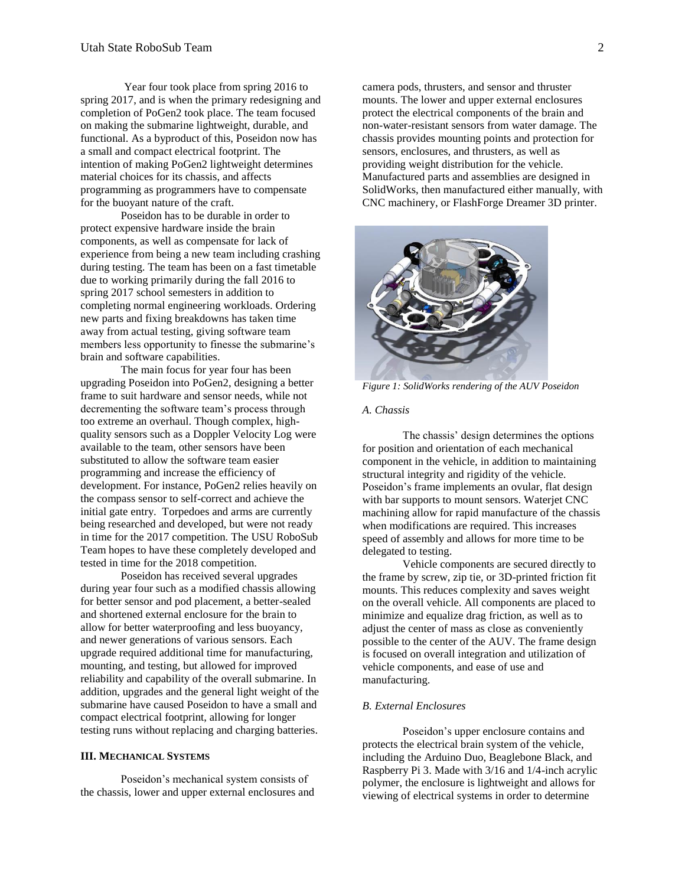Year four took place from spring 2016 to spring 2017, and is when the primary redesigning and completion of PoGen2 took place. The team focused on making the submarine lightweight, durable, and functional. As a byproduct of this, Poseidon now has a small and compact electrical footprint. The intention of making PoGen2 lightweight determines material choices for its chassis, and affects programming as programmers have to compensate for the buoyant nature of the craft.

Poseidon has to be durable in order to protect expensive hardware inside the brain components, as well as compensate for lack of experience from being a new team including crashing during testing. The team has been on a fast timetable due to working primarily during the fall 2016 to spring 2017 school semesters in addition to completing normal engineering workloads. Ordering new parts and fixing breakdowns has taken time away from actual testing, giving software team members less opportunity to finesse the submarine's brain and software capabilities.

The main focus for year four has been upgrading Poseidon into PoGen2, designing a better frame to suit hardware and sensor needs, while not decrementing the software team's process through too extreme an overhaul. Though complex, high-quality sensors such as a Doppler Velocity Log were available to the team, other sensors have been substituted to allow the software team easier programming and increase the efficiency of development. For instance, PoGen2 relies heavily on the compass sensor to self-correct and achieve the initial gate entry. Torpedoes and arms are currently being researched and developed, but were not ready in time for the 2017 competition. The USU RoboSub Team hopes to have these completely developed and tested in time for the 2018 competition.

Poseidon has received several upgrades during year four such as a modified chassis allowing for better sensor and pod placement, a better-sealed and shortened external enclosure for the brain to allow for better waterproofing and less buoyancy, and newer generations of various sensors. Each upgrade required additional time for manufacturing, mounting, and testing, but allowed for improved reliability and capability of the overall submarine. In addition, upgrades and the general light weight of the submarine have caused Poseidon to have a small and compact electrical footprint, allowing for longer testing runs without replacing and charging batteries.

## III. Mechanical Systems

Poseidon's mechanical system consists of the chassis, lower and upper external enclosures and camera pods, thrusters, and sensor and thruster mounts. The lower and upper external enclosures protect the electrical components of the brain and non-water-resistant sensors from water damage. The chassis provides mounting points and protection for sensors, enclosures, and thrusters, as well as providing weight distribution for the vehicle. Manufactured parts and assemblies are designed in SolidWorks, then manufactured either manually, with CNC machinery, or FlashForge Dreamer 3D printer.

*Figure 1: SolidWorks rendering of the AUV Poseidon*

### A. Chassis

The chassis' design determines the options for position and orientation of each mechanical component in the vehicle, in addition to maintaining structural integrity and rigidity of the vehicle. Poseidon's frame implements an ovular, flat design with bar supports to mount sensors. Waterjet CNC machining allow for rapid manufacture of the chassis when modifications are required. This increases speed of assembly and allows for more time to be delegated to testing.

Vehicle components are secured directly to the frame by screw, zip tie, or 3D-printed friction fit mounts. This reduces complexity and saves weight on the overall vehicle. All components are placed to minimize and equalize drag friction, as well as to adjust the center of mass as close as conveniently possible to the center of the AUV. The frame design is focused on overall integration and utilization of vehicle components, and ease of use and manufacturing.

### B. External Enclosures

Poseidon's upper enclosure contains and protects the electrical brain system of the vehicle, including the Arduino Duo, Beaglebone Black, and Raspberry Pi 3. Made with 3/16 and 1/4-inch acrylic polymer, the enclosure is lightweight and allows for viewing of electrical systems in order to determine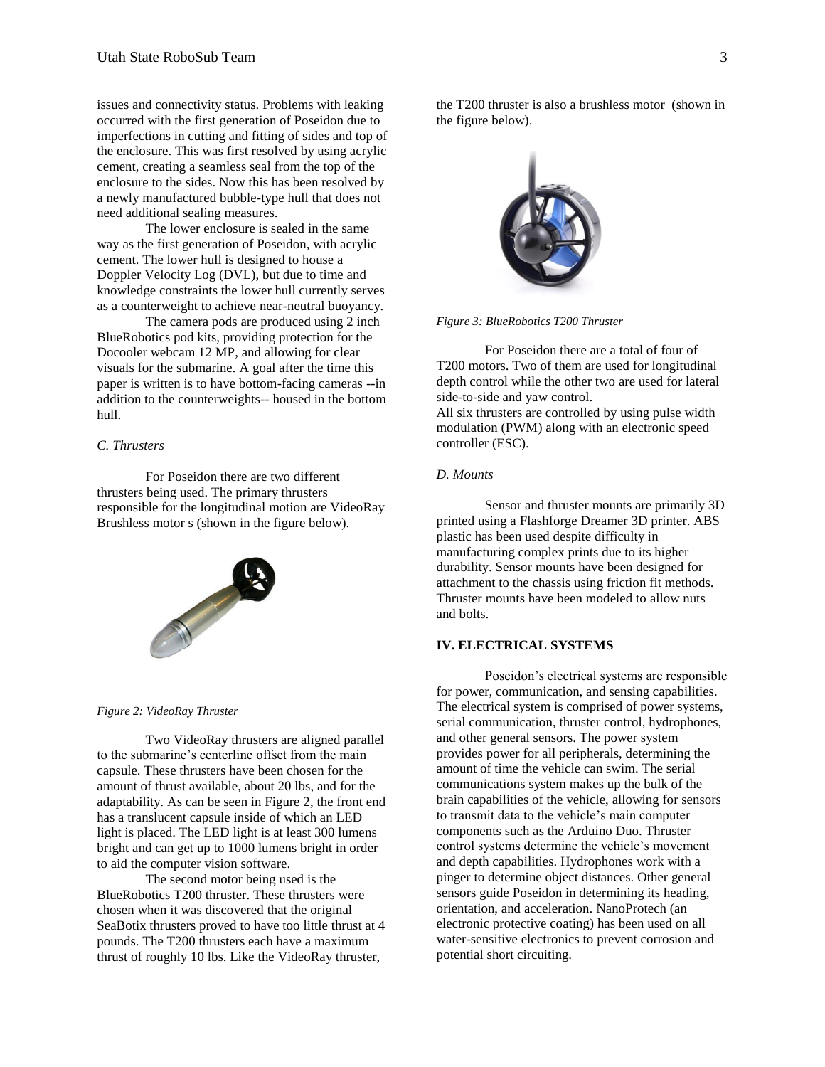issues and connectivity status. Problems with leaking occurred with the first generation of Poseidon due to imperfections in cutting and fitting of sides and top of the enclosure. This was first resolved by using acrylic cement, creating a seamless seal from the top of the enclosure to the sides. Now this has been resolved by a newly manufactured bubble-type hull that does not need additional sealing measures.

The lower enclosure is sealed in the same way as the first generation of Poseidon, with acrylic cement. The lower hull is designed to house a Doppler Velocity Log (DVL), but due to time and knowledge constraints the lower hull currently serves as a counterweight to achieve near-neutral buoyancy.

The camera pods are produced using 2 inch BlueRobotics pod kits, providing protection for the Docooler webcam 12 MP, and allowing for clear visuals for the submarine. A goal after the time this paper is written is to have bottom-facing cameras --in addition to the counterweights-- housed in the bottom hull.

### *C. Thrusters*

For Poseidon there are two different thrusters being used. The primary thrusters responsible for the longitudinal motion are VideoRay Brushless motor s (shown in the figure below).

*Figure 2: VideoRay Thruster*

Two VideoRay thrusters are aligned parallel to the submarine's centerline offset from the main capsule. These thrusters have been chosen for the amount of thrust available, about 20 lbs, and for the adaptability. As can be seen in Figure 2, the front end has a translucent capsule inside of which an LED light is placed. The LED light is at least 300 lumens bright and can get up to 1000 lumens bright in order to aid the computer vision software.

The second motor being used is the BlueRobotics T200 thruster. These thrusters were chosen when it was discovered that the original SeaBotix thrusters proved to have too little thrust at 4 pounds. The T200 thrusters each have a maximum thrust of roughly 10 lbs. Like the VideoRay thruster, the T200 thruster is also a brushless motor (shown in the figure below).

*Figure 3: BlueRobotics T200 Thruster*

For Poseidon there are a total of four of T200 motors. Two of them are used for longitudinal depth control while the other two are used for lateral side-to-side and yaw control.
All six thrusters are controlled by using pulse width modulation (PWM) along with an electronic speed controller (ESC).

### *D. Mounts*

Sensor and thruster mounts are primarily 3D printed using a Flashforge Dreamer 3D printer. ABS plastic has been used despite difficulty in manufacturing complex prints due to its higher durability. Sensor mounts have been designed for attachment to the chassis using friction fit methods. Thruster mounts have been modeled to allow nuts and bolts.

## IV. ELECTRICAL SYSTEMS

Poseidon's electrical systems are responsible for power, communication, and sensing capabilities. The electrical system is comprised of power systems, serial communication, thruster control, hydrophones, and other general sensors. The power system provides power for all peripherals, determining the amount of time the vehicle can swim. The serial communications system makes up the bulk of the brain capabilities of the vehicle, allowing for sensors to transmit data to the vehicle's main computer components such as the Arduino Duo. Thruster control systems determine the vehicle's movement and depth capabilities. Hydrophones work with a pinger to determine object distances. Other general sensors guide Poseidon in determining its heading, orientation, and acceleration. NanoProtech (an electronic protective coating) has been used on all water-sensitive electronics to prevent corrosion and potential short circuiting.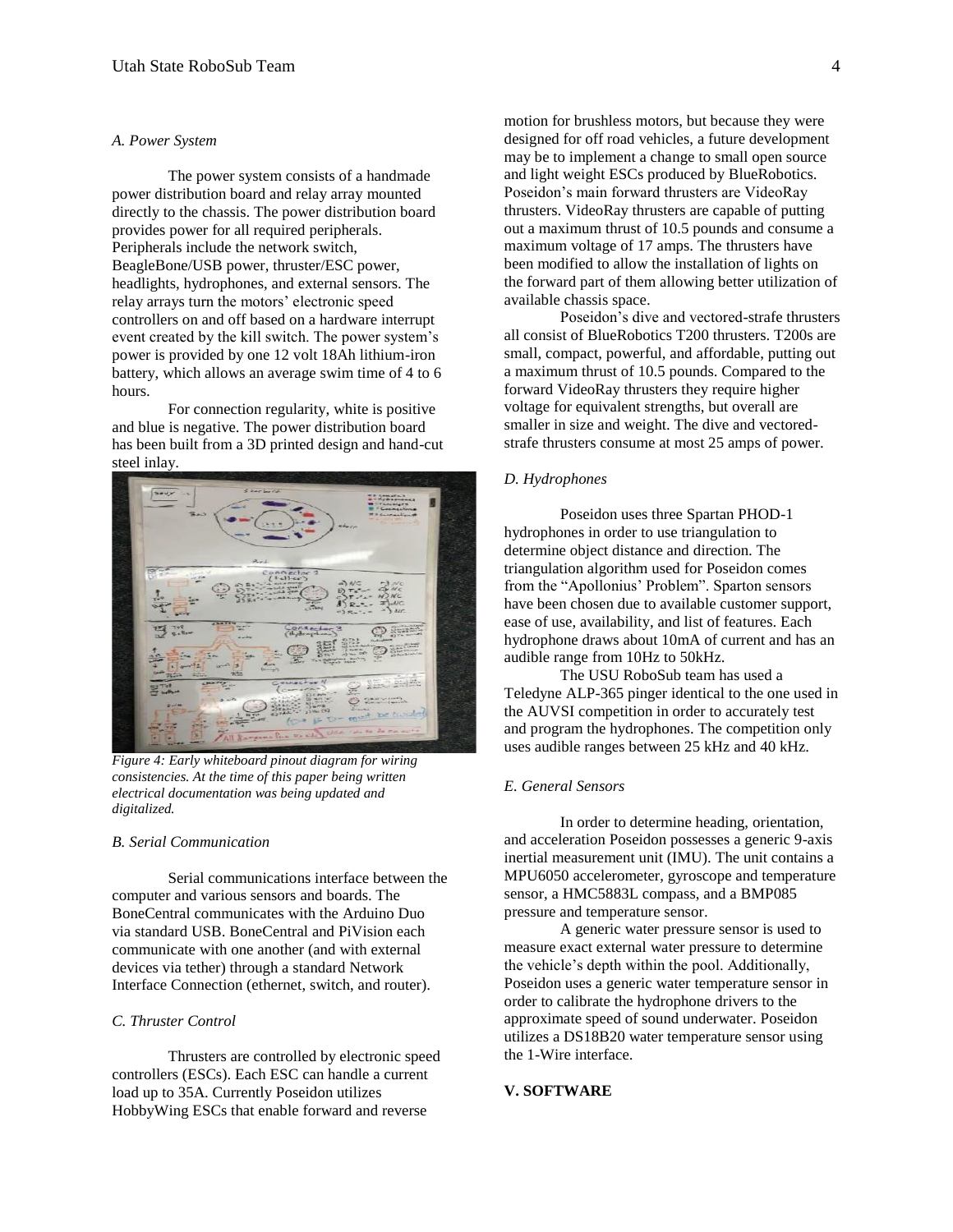### A. Power System

The power system consists of a handmade power distribution board and relay array mounted directly to the chassis. The power distribution board provides power for all required peripherals. Peripherals include the network switch, BeagleBone/USB power, thruster/ESC power, headlights, hydrophones, and external sensors. The relay arrays turn the motors' electronic speed controllers on and off based on a hardware interrupt event created by the kill switch. The power system's power is provided by one 12 volt 18Ah lithium-iron battery, which allows an average swim time of 4 to 6 hours.

For connection regularity, white is positive and blue is negative. The power distribution board has been built from a 3D printed design and hand-cut steel inlay.

*Figure 4: Early whiteboard pinout diagram for wiring consistencies. At the time of this paper being written electrical documentation was being updated and digitalized.*

### B. Serial Communication

Serial communications interface between the computer and various sensors and boards. The BoneCentral communicates with the Arduino Duo via standard USB. BoneCentral and PiVision each communicate with one another (and with external devices via tether) through a standard Network Interface Connection (ethernet, switch, and router).

### C. Thruster Control

Thrusters are controlled by electronic speed controllers (ESCs). Each ESC can handle a current load up to 35A. Currently Poseidon utilizes HobbyWing ESCs that enable forward and reverse motion for brushless motors, but because they were designed for off road vehicles, a future development may be to implement a change to small open source and light weight ESCs produced by BlueRobotics. Poseidon's main forward thrusters are VideoRay thrusters. VideoRay thrusters are capable of putting out a maximum thrust of 10.5 pounds and consume a maximum voltage of 17 amps. The thrusters have been modified to allow the installation of lights on the forward part of them allowing better utilization of available chassis space.

Poseidon's dive and vectored-strafe thrusters all consist of BlueRobotics T200 thrusters. T200s are small, compact, powerful, and affordable, putting out a maximum thrust of 10.5 pounds. Compared to the forward VideoRay thrusters they require higher voltage for equivalent strengths, but overall are smaller in size and weight. The dive and vectored-strafe thrusters consume at most 25 amps of power.

### D. Hydrophones

Poseidon uses three Spartan PHOD-1 hydrophones in order to use triangulation to determine object distance and direction. The triangulation algorithm used for Poseidon comes from the "Apollonius' Problem". Sparton sensors have been chosen due to available customer support, ease of use, availability, and list of features. Each hydrophone draws about 10mA of current and has an audible range from 10Hz to 50kHz.

The USU RoboSub team has used a Teledyne ALP-365 pinger identical to the one used in the AUVSI competition in order to accurately test and program the hydrophones. The competition only uses audible ranges between 25 kHz and 40 kHz.

### E. General Sensors

In order to determine heading, orientation, and acceleration Poseidon possesses a generic 9-axis inertial measurement unit (IMU). The unit contains a MPU6050 accelerometer, gyroscope and temperature sensor, a HMC5883L compass, and a BMP085 pressure and temperature sensor.

A generic water pressure sensor is used to measure exact external water pressure to determine the vehicle's depth within the pool. Additionally, Poseidon uses a generic water temperature sensor in order to calibrate the hydrophone drivers to the approximate speed of sound underwater. Poseidon utilizes a DS18B20 water temperature sensor using the 1-Wire interface.

## V. SOFTWARE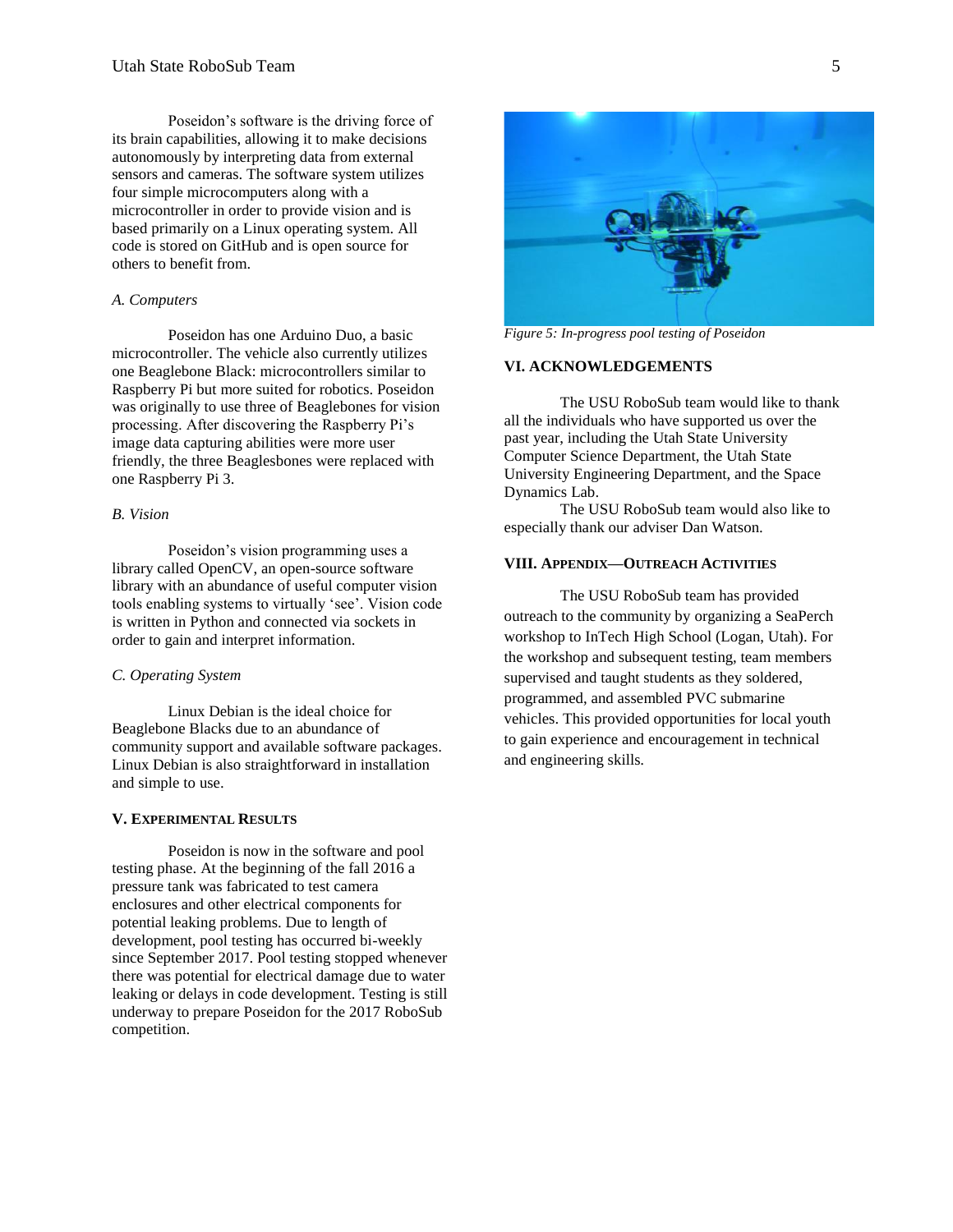Poseidon's software is the driving force of its brain capabilities, allowing it to make decisions autonomously by interpreting data from external sensors and cameras. The software system utilizes four simple microcomputers along with a microcontroller in order to provide vision and is based primarily on a Linux operating system. All code is stored on GitHub and is open source for others to benefit from.

### *A. Computers*

Poseidon has one Arduino Duo, a basic microcontroller. The vehicle also currently utilizes one Beaglebone Black: microcontrollers similar to Raspberry Pi but more suited for robotics. Poseidon was originally to use three of Beaglebones for vision processing. After discovering the Raspberry Pi's image data capturing abilities were more user friendly, the three Beaglesbones were replaced with one Raspberry Pi 3.

### *B. Vision*

Poseidon's vision programming uses a library called OpenCV, an open-source software library with an abundance of useful computer vision tools enabling systems to virtually 'see'. Vision code is written in Python and connected via sockets in order to gain and interpret information.

### *C. Operating System*

Linux Debian is the ideal choice for Beaglebone Blacks due to an abundance of community support and available software packages. Linux Debian is also straightforward in installation and simple to use.

## V. Experimental Results

Poseidon is now in the software and pool testing phase. At the beginning of the fall 2016 a pressure tank was fabricated to test camera enclosures and other electrical components for potential leaking problems. Due to length of development, pool testing has occurred bi-weekly since September 2017. Pool testing stopped whenever there was potential for electrical damage due to water leaking or delays in code development. Testing is still underway to prepare Poseidon for the 2017 RoboSub competition.

*Figure 5: In-progress pool testing of Poseidon*

## VI. ACKNOWLEDGEMENTS

The USU RoboSub team would like to thank all the individuals who have supported us over the past year, including the Utah State University Computer Science Department, the Utah State University Engineering Department, and the Space Dynamics Lab.

The USU RoboSub team would also like to especially thank our adviser Dan Watson.

## VIII. Appendix—Outreach Activities

The USU RoboSub team has provided outreach to the community by organizing a SeaPerch workshop to InTech High School (Logan, Utah). For the workshop and subsequent testing, team members supervised and taught students as they soldered, programmed, and assembled PVC submarine vehicles. This provided opportunities for local youth to gain experience and encouragement in technical and engineering skills.